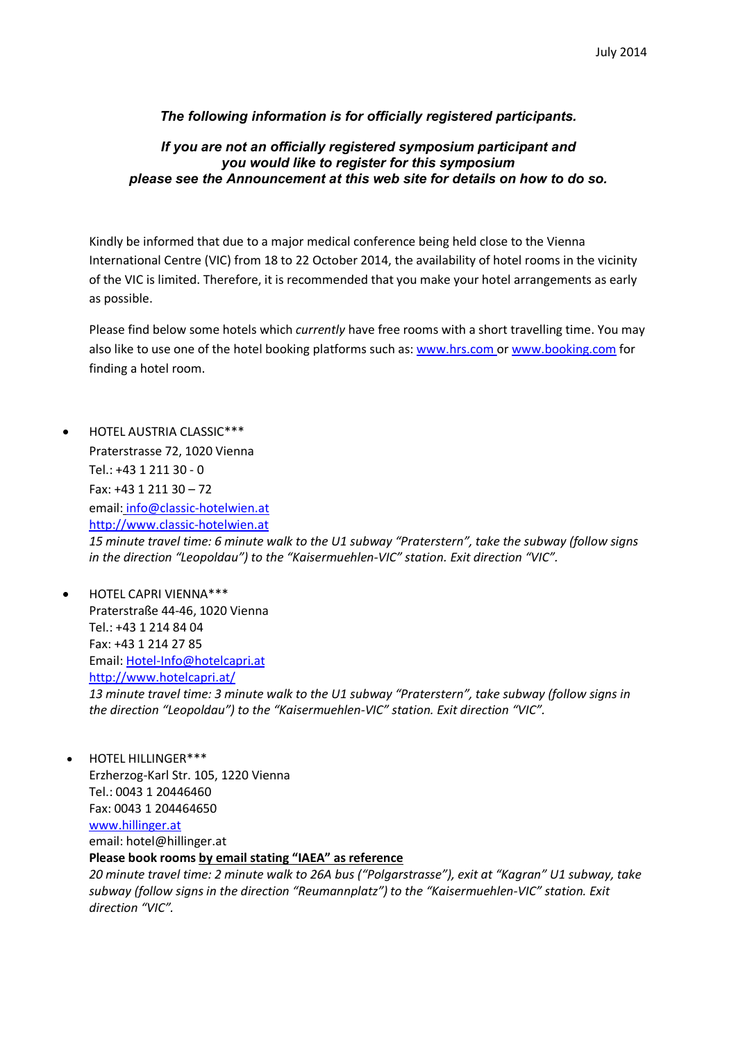July 2014

***The following information is for officially registered participants.***

***If you are not an officially registered symposium participant and you would like to register for this symposium please see the Announcement at this web site for details on how to do so.***

Kindly be informed that due to a major medical conference being held close to the Vienna International Centre (VIC) from 18 to 22 October 2014, the availability of hotel rooms in the vicinity of the VIC is limited. Therefore, it is recommended that you make your hotel arrangements as early as possible.

Please find below some hotels which *currently* have free rooms with a short travelling time. You may also like to use one of the hotel booking platforms such as: www.hrs.com or www.booking.com for finding a hotel room.

- HOTEL AUSTRIA CLASSIC***
  Praterstrasse 72, 1020 Vienna
  Tel.: +43 1 211 30 - 0
  Fax: +43 1 211 30 – 72
  email: info@classic-hotelwien.at
  http://www.classic-hotelwien.at
  *15 minute travel time: 6 minute walk to the U1 subway "Praterstern", take the subway (follow signs in the direction "Leopoldau") to the "Kaisermuehlen-VIC" station. Exit direction "VIC".*

- HOTEL CAPRI VIENNA***
  Praterstraße 44-46, 1020 Vienna
  Tel.: +43 1 214 84 04
  Fax: +43 1 214 27 85
  Email: Hotel-Info@hotelcapri.at
  http://www.hotelcapri.at/
  *13 minute travel time: 3 minute walk to the U1 subway "Praterstern", take subway (follow signs in the direction "Leopoldau") to the "Kaisermuehlen-VIC" station. Exit direction "VIC".*

- HOTEL HILLINGER***
  Erzherzog-Karl Str. 105, 1220 Vienna
  Tel.: 0043 1 20446460
  Fax: 0043 1 204464650
  www.hillinger.at
  email: hotel@hillinger.at
  **Please book rooms by email stating "IAEA" as reference**
  *20 minute travel time: 2 minute walk to 26A bus ("Polgarstrasse"), exit at "Kagran" U1 subway, take subway (follow signs in the direction "Reumannplatz") to the "Kaisermuehlen-VIC" station. Exit direction "VIC".*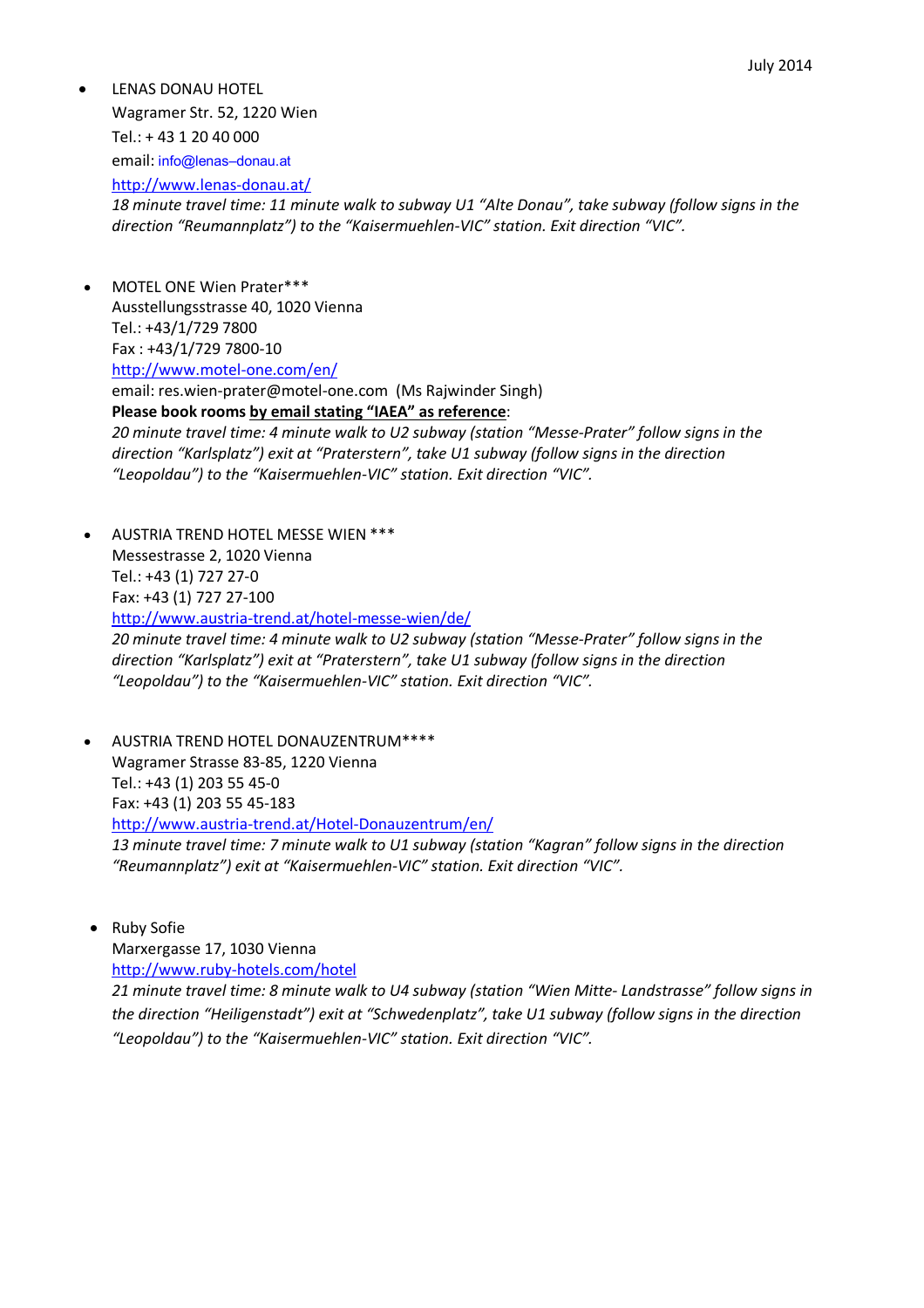- LENAS DONAU HOTEL
  Wagramer Str. 52, 1220 Wien
  Tel.: + 43 1 20 40 000
  email: info@lenas–donau.at
  http://www.lenas-donau.at/
  *18 minute travel time: 11 minute walk to subway U1 "Alte Donau", take subway (follow signs in the direction "Reumannplatz") to the "Kaisermuehlen-VIC" station. Exit direction "VIC".*

- MOTEL ONE Wien Prater***
  Ausstellungsstrasse 40, 1020 Vienna
  Tel.: +43/1/729 7800
  Fax : +43/1/729 7800-10
  http://www.motel-one.com/en/
  email: res.wien-prater@motel-one.com (Ms Rajwinder Singh)
  **Please book rooms by email stating "IAEA" as reference**:
  *20 minute travel time: 4 minute walk to U2 subway (station "Messe-Prater" follow signs in the direction "Karlsplatz") exit at "Praterstern", take U1 subway (follow signs in the direction "Leopoldau") to the "Kaisermuehlen-VIC" station. Exit direction "VIC".*

- AUSTRIA TREND HOTEL MESSE WIEN ***
  Messestrasse 2, 1020 Vienna
  Tel.: +43 (1) 727 27-0
  Fax: +43 (1) 727 27-100
  http://www.austria-trend.at/hotel-messe-wien/de/
  *20 minute travel time: 4 minute walk to U2 subway (station "Messe-Prater" follow signs in the direction "Karlsplatz") exit at "Praterstern", take U1 subway (follow signs in the direction "Leopoldau") to the "Kaisermuehlen-VIC" station. Exit direction "VIC".*

- AUSTRIA TREND HOTEL DONAUZENTRUM****
  Wagramer Strasse 83-85, 1220 Vienna
  Tel.: +43 (1) 203 55 45-0
  Fax: +43 (1) 203 55 45-183
  http://www.austria-trend.at/Hotel-Donauzentrum/en/
  *13 minute travel time: 7 minute walk to U1 subway (station "Kagran" follow signs in the direction "Reumannplatz") exit at "Kaisermuehlen-VIC" station. Exit direction "VIC".*

- Ruby Sofie
  Marxergasse 17, 1030 Vienna
  http://www.ruby-hotels.com/hotel
  *21 minute travel time: 8 minute walk to U4 subway (station "Wien Mitte- Landstrasse" follow signs in the direction "Heiligenstadt") exit at "Schwedenplatz", take U1 subway (follow signs in the direction "Leopoldau") to the "Kaisermuehlen-VIC" station. Exit direction "VIC".*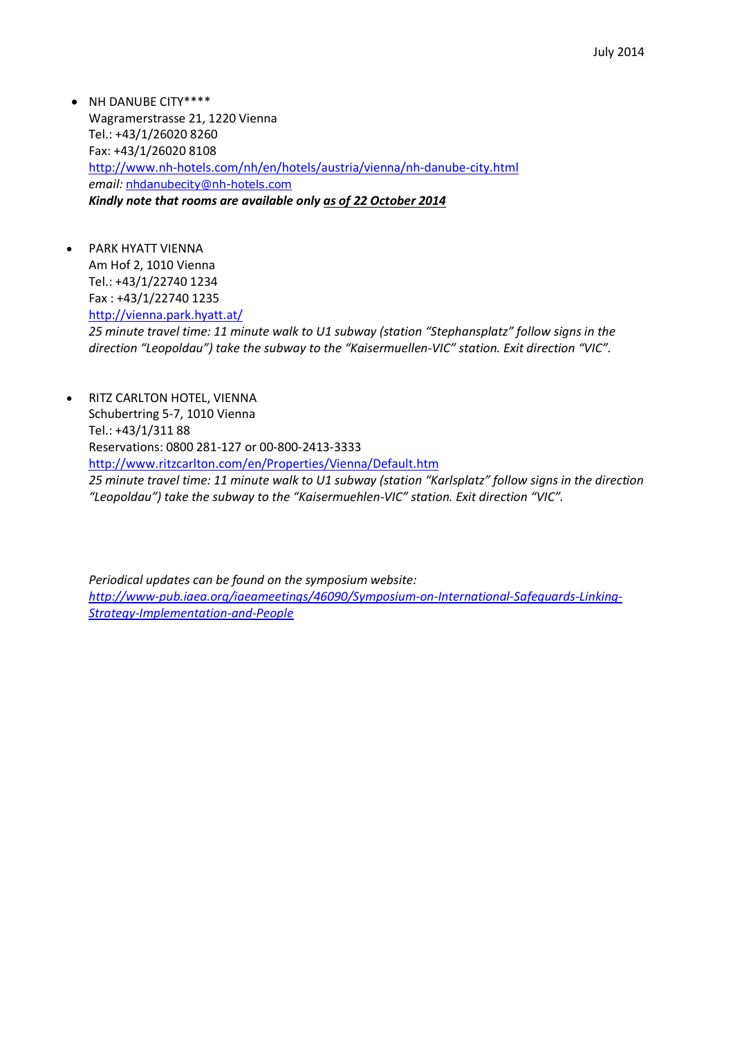July 2014

- NH DANUBE CITY****
  Wagramerstrasse 21, 1220 Vienna
  Tel.: +43/1/26020 8260
  Fax: +43/1/26020 8108
  http://www.nh-hotels.com/nh/en/hotels/austria/vienna/nh-danube-city.html
  *email:* nhdanubecity@nh-hotels.com
  ***Kindly note that rooms are available only <u>as of 22 October 2014</u>***

- PARK HYATT VIENNA
  Am Hof 2, 1010 Vienna
  Tel.: +43/1/22740 1234
  Fax : +43/1/22740 1235
  http://vienna.park.hyatt.at/
  *25 minute travel time: 11 minute walk to U1 subway (station "Stephansplatz" follow signs in the direction "Leopoldau") take the subway to the "Kaisermuellen-VIC" station. Exit direction "VIC".*

- RITZ CARLTON HOTEL, VIENNA
  Schubertring 5-7, 1010 Vienna
  Tel.: +43/1/311 88
  Reservations: 0800 281-127 or 00-800-2413-3333
  http://www.ritzcarlton.com/en/Properties/Vienna/Default.htm
  *25 minute travel time: 11 minute walk to U1 subway (station "Karlsplatz" follow signs in the direction "Leopoldau") take the subway to the "Kaisermuehlen-VIC" station. Exit direction "VIC".*

*Periodical updates can be found on the symposium website:*
*http://www-pub.iaea.org/iaeameetings/46090/Symposium-on-International-Safeguards-Linking-Strategy-Implementation-and-People*